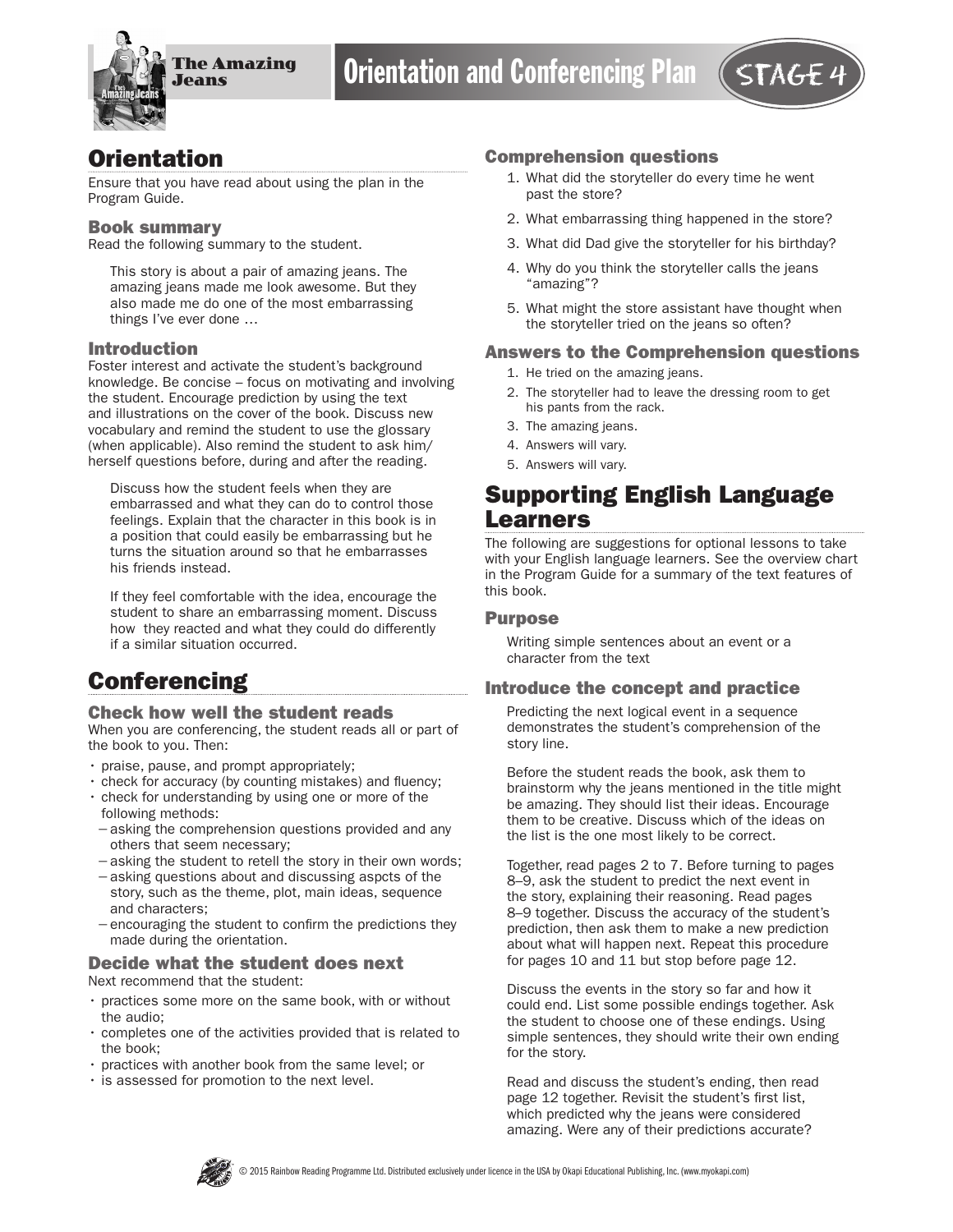# Orientation and Conferencing Plan

**The Amazing Jeans** — STAGE 4

## Orientation

Ensure that you have read about using the plan in the Program Guide.

### Book summary

Read the following summary to the student.

> This story is about a pair of amazing jeans. The amazing jeans made me look awesome. But they also made me do one of the most embarrassing things I've ever done …

### Introduction

Foster interest and activate the student's background knowledge. Be concise – focus on motivating and involving the student. Encourage prediction by using the text and illustrations on the cover of the book. Discuss new vocabulary and remind the student to use the glossary (when applicable). Also remind the student to ask him/herself questions before, during and after the reading.

> Discuss how the student feels when they are embarrassed and what they can do to control those feelings. Explain that the character in this book is in a position that could easily be embarrassing but he turns the situation around so that he embarrasses his friends instead.
>
> If they feel comfortable with the idea, encourage the student to share an embarrassing moment. Discuss how they reacted and what they could do differently if a similar situation occurred.

## Conferencing

### Check how well the student reads

When you are conferencing, the student reads all or part of the book to you. Then:

- praise, pause, and prompt appropriately;
- check for accuracy (by counting mistakes) and fluency;
- check for understanding by using one or more of the following methods:
  - asking the comprehension questions provided and any others that seem necessary;
  - asking the student to retell the story in their own words;
  - asking questions about and discussing aspcts of the story, such as the theme, plot, main ideas, sequence and characters;
  - encouraging the student to confirm the predictions they made during the orientation.

### Decide what the student does next

Next recommend that the student:

- practices some more on the same book, with or without the audio;
- completes one of the activities provided that is related to the book;
- practices with another book from the same level; or
- is assessed for promotion to the next level.

### Comprehension questions

1. What did the storyteller do every time he went past the store?
2. What embarrassing thing happened in the store?
3. What did Dad give the storyteller for his birthday?
4. Why do you think the storyteller calls the jeans "amazing"?
5. What might the store assistant have thought when the storyteller tried on the jeans so often?

### Answers to the Comprehension questions

1. He tried on the amazing jeans.
2. The storyteller had to leave the dressing room to get his pants from the rack.
3. The amazing jeans.
4. Answers will vary.
5. Answers will vary.

## Supporting English Language Learners

The following are suggestions for optional lessons to take with your English language learners. See the overview chart in the Program Guide for a summary of the text features of this book.

### Purpose

Writing simple sentences about an event or a character from the text

### Introduce the concept and practice

Predicting the next logical event in a sequence demonstrates the student's comprehension of the story line.

Before the student reads the book, ask them to brainstorm why the jeans mentioned in the title might be amazing. They should list their ideas. Encourage them to be creative. Discuss which of the ideas on the list is the one most likely to be correct.

Together, read pages 2 to 7. Before turning to pages 8–9, ask the student to predict the next event in the story, explaining their reasoning. Read pages 8–9 together. Discuss the accuracy of the student's prediction, then ask them to make a new prediction about what will happen next. Repeat this procedure for pages 10 and 11 but stop before page 12.

Discuss the events in the story so far and how it could end. List some possible endings together. Ask the student to choose one of these endings. Using simple sentences, they should write their own ending for the story.

Read and discuss the student's ending, then read page 12 together. Revisit the student's first list, which predicted why the jeans were considered amazing. Were any of their predictions accurate?

© 2015 Rainbow Reading Programme Ltd. Distributed exclusively under licence in the USA by Okapi Educational Publishing, Inc. (www.myokapi.com)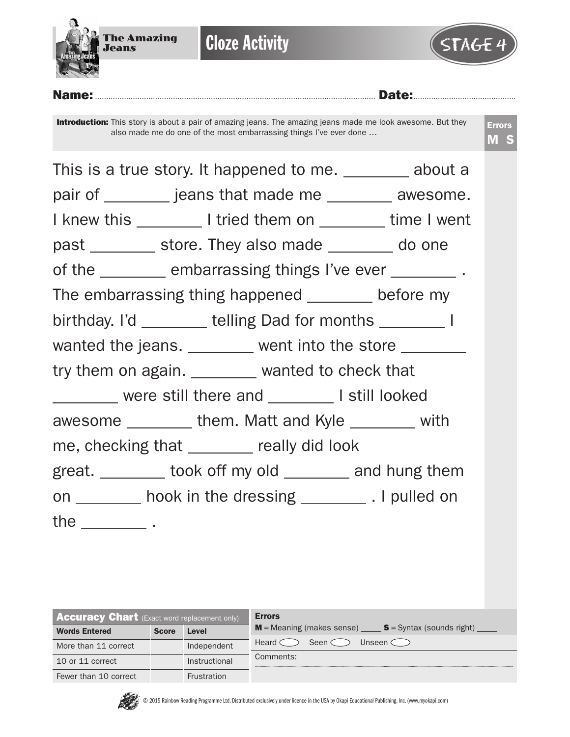**The Amazing Jeans**

# Cloze Activity

STAGE 4

**Name:** ................................................ **Date:** ..............................

**Introduction:** This story is about a pair of amazing jeans. The amazing jeans made me look awesome. But they also made me do one of the most embarrassing things I've ever done …

**Errors**
**M S**

This is a true story. It happened to me. ________ about a pair of ________ jeans that made me ________ awesome. I knew this ________ I tried them on ________ time I went past ________ store. They also made ________ do one of the ________ embarrassing things I've ever ________ . The embarrassing thing happened ________ before my birthday. I'd ________ telling Dad for months ________ I wanted the jeans. ________ went into the store ________ try them on again. ________ wanted to check that ________ were still there and ________ I still looked awesome ________ them. Matt and Kyle ________ with me, checking that ________ really did look great. ________ took off my old ________ and hung them on ________ hook in the dressing ________ . I pulled on the ________ .

| **Accuracy Chart** (Exact word replacement only) | | |
|---|---|---|
| **Words Entered** | **Score** | **Level** |
| More than 11 correct | | Independent |
| 10 or 11 correct | | Instructional |
| Fewer than 10 correct | | Frustration |

**Errors**

**M** = Meaning (makes sense) ____ **S** = Syntax (sounds right) ____

Heard ⬭ Seen ⬭ Unseen ⬭

Comments:

© 2015 Rainbow Reading Programme Ltd. Distributed exclusively under licence in the USA by Okapi Educational Publishing, Inc. (www.myokapi.com)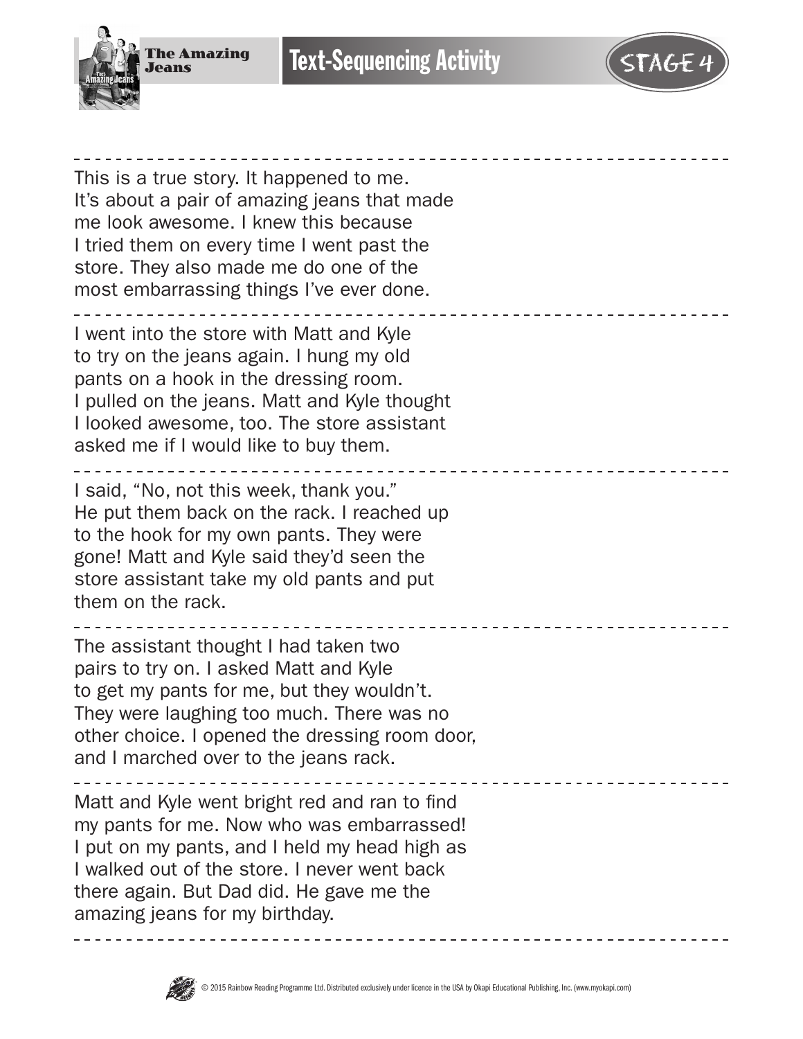# Text-Sequencing Activity

The Amazing Jeans

STAGE 4

---

This is a true story. It happened to me. It's about a pair of amazing jeans that made me look awesome. I knew this because I tried them on every time I went past the store. They also made me do one of the most embarrassing things I've ever done.

---

I went into the store with Matt and Kyle to try on the jeans again. I hung my old pants on a hook in the dressing room. I pulled on the jeans. Matt and Kyle thought I looked awesome, too. The store assistant asked me if I would like to buy them.

---

I said, "No, not this week, thank you." He put them back on the rack. I reached up to the hook for my own pants. They were gone! Matt and Kyle said they'd seen the store assistant take my old pants and put them on the rack.

---

The assistant thought I had taken two pairs to try on. I asked Matt and Kyle to get my pants for me, but they wouldn't. They were laughing too much. There was no other choice. I opened the dressing room door, and I marched over to the jeans rack.

---

Matt and Kyle went bright red and ran to find my pants for me. Now who was embarrassed! I put on my pants, and I held my head high as I walked out of the store. I never went back there again. But Dad did. He gave me the amazing jeans for my birthday.

---

© 2015 Rainbow Reading Programme Ltd. Distributed exclusively under licence in the USA by Okapi Educational Publishing, Inc. (www.myokapi.com)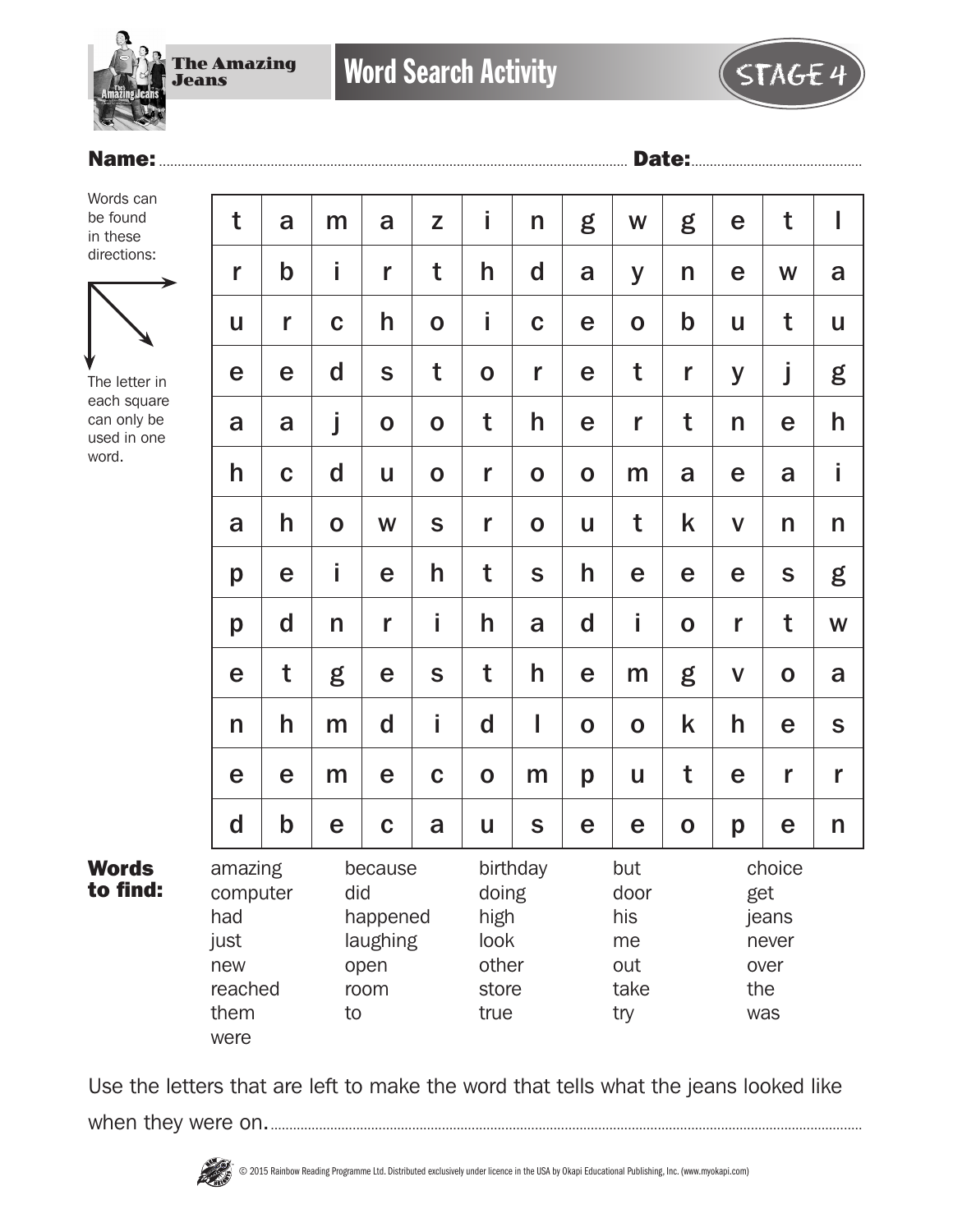The Amazing Jeans

# Word Search Activity

STAGE 4

**Name:** ............................................................ **Date:** ..............................

Words can be found in these directions: → ↘ ↓

The letter in each square can only be used in one word.

| | | | | | | | | | | | | |
|---|---|---|---|---|---|---|---|---|---|---|---|---|
| t | a | m | a | z | i | n | g | w | g | e | t | l |
| r | b | i | r | t | h | d | a | y | n | e | w | a |
| u | r | c | h | o | i | c | e | o | b | u | t | u |
| e | e | d | s | t | o | r | e | t | r | y | j | g |
| a | a | j | o | o | t | h | e | r | t | n | e | h |
| h | c | d | u | o | r | o | o | m | a | e | a | i |
| a | h | o | w | s | r | o | u | t | k | v | n | n |
| p | e | i | e | h | t | s | h | e | e | e | s | g |
| p | d | n | r | i | h | a | d | i | o | r | t | w |
| e | t | g | e | s | t | h | e | m | g | v | o | a |
| n | h | m | d | i | d | l | o | o | k | h | e | s |
| e | e | m | e | c | o | m | p | u | t | e | r | r |
| d | b | e | c | a | u | s | e | e | o | p | e | n |

**Words to find:**

| | | | | |
|---|---|---|---|---|
| amazing | because | birthday | but | choice |
| computer | did | doing | door | get |
| had | happened | high | his | jeans |
| just | laughing | look | me | never |
| new | open | other | out | over |
| reached | room | store | take | the |
| them | to | true | try | was |
| were | | | | |

Use the letters that are left to make the word that tells what the jeans looked like when they were on. ..............................................................................................

© 2015 Rainbow Reading Programme Ltd. Distributed exclusively under licence in the USA by Okapi Educational Publishing, Inc. (www.myokapi.com)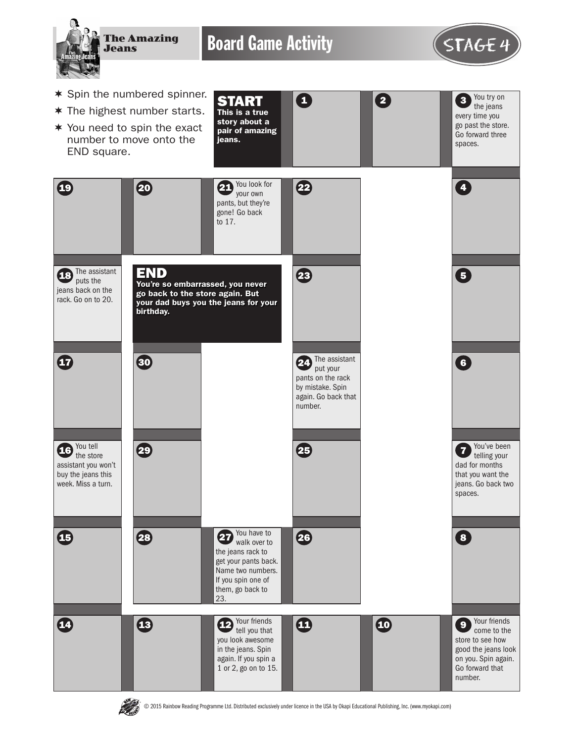# The Amazing Jeans

## Board Game Activity

STAGE 4

- Spin the numbered spinner.
- The highest number starts.
- You need to spin the exact number to move onto the END square.

**START**
**This is a true story about a pair of amazing jeans.**

1

2

3 You try on the jeans every time you go past the store. Go forward three spaces.

4

5

6

7 You've been telling your dad for months that you want the jeans. Go back two spaces.

8

9 Your friends come to the store to see how good the jeans look on you. Spin again. Go forward that number.

10

11

12 Your friends tell you that you look awesome in the jeans. Spin again. If you spin a 1 or 2, go on to 15.

13

14

15

16 You tell the store assistant you won't buy the jeans this week. Miss a turn.

17

18 The assistant puts the jeans back on the rack. Go on to 20.

19

20

21 You look for your own pants, but they're gone! Go back to 17.

22

23

24 The assistant put your pants on the rack by mistake. Spin again. Go back that number.

25

26

27 You have to walk over to the jeans rack to get your pants back. Name two numbers. If you spin one of them, go back to 23.

28

29

30

**END**
**You're so embarrassed, you never go back to the store again. But your dad buys you the jeans for your birthday.**

© 2015 Rainbow Reading Programme Ltd. Distributed exclusively under licence in the USA by Okapi Educational Publishing, Inc. (www.myokapi.com)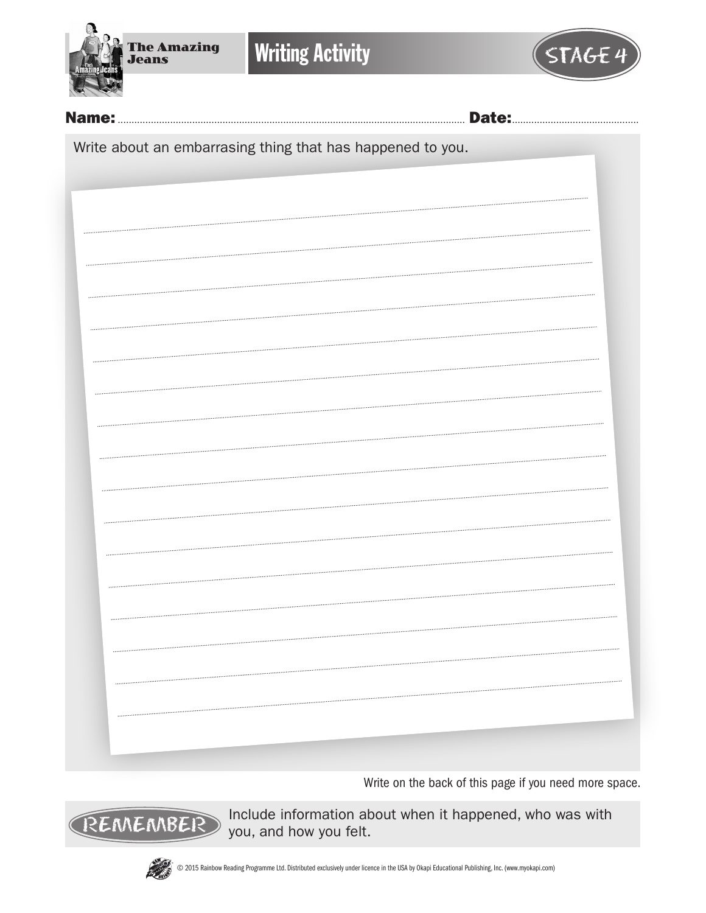The Amazing Jeans

## Writing Activity

STAGE 4

**Name:** .............................................................. **Date:** ..............................

Write about an embarrasing thing that has happened to you.

Write on the back of this page if you need more space.

**REMEMBER** Include information about when it happened, who was with you, and how you felt.

© 2015 Rainbow Reading Programme Ltd. Distributed exclusively under licence in the USA by Okapi Educational Publishing, Inc. (www.myokapi.com)